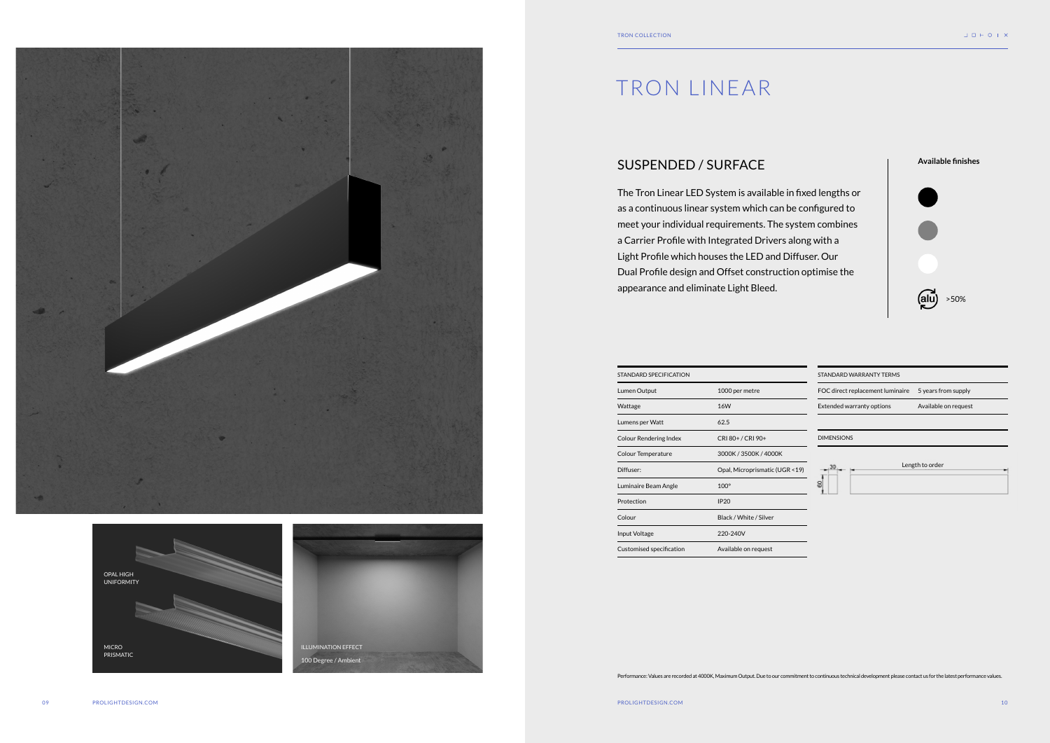OPAL HIGH UNIFORMITY

MICRO PRISMATIC

ILLUMINATION EFFECT

100 Degree / Ambient

TRON COLLECTION

# TRON LINEAR

## SUSPENDED / SURFACE

The Tron Linear LED System is available in fixed lengths or as a continuous linear system which can be configured to meet your individual requirements. The system combines a Carrier Profile with Integrated Drivers along with a Light Profile which houses the LED and Diffuser. Our Dual Profile design and Offset construction optimise the appearance and eliminate Light Bleed.

**Available finishes**

alu >50%

| STANDARD SPECIFICATION | |
|---|---|
| Lumen Output | 1000 per metre |
| Wattage | 16W |
| Lumens per Watt | 62.5 |
| Colour Rendering Index | CRI 80+ / CRI 90+ |
| Colour Temperature | 3000K / 3500K / 4000K |
| Diffuser: | Opal, Microprismatic (UGR <19) |
| Luminaire Beam Angle | 100° |
| Protection | IP20 |
| Colour | Black / White / Silver |
| Input Voltage | 220-240V |
| Customised specification | Available on request |

| STANDARD WARRANTY TERMS | |
|---|---|
| FOC direct replacement luminaire | 5 years from supply |
| Extended warranty options | Available on request |

DIMENSIONS

30

60

Length to order

Performance: Values are recorded at 4000K, Maximum Output. Due to our commitment to continuous technical development please contact us for the latest performance values.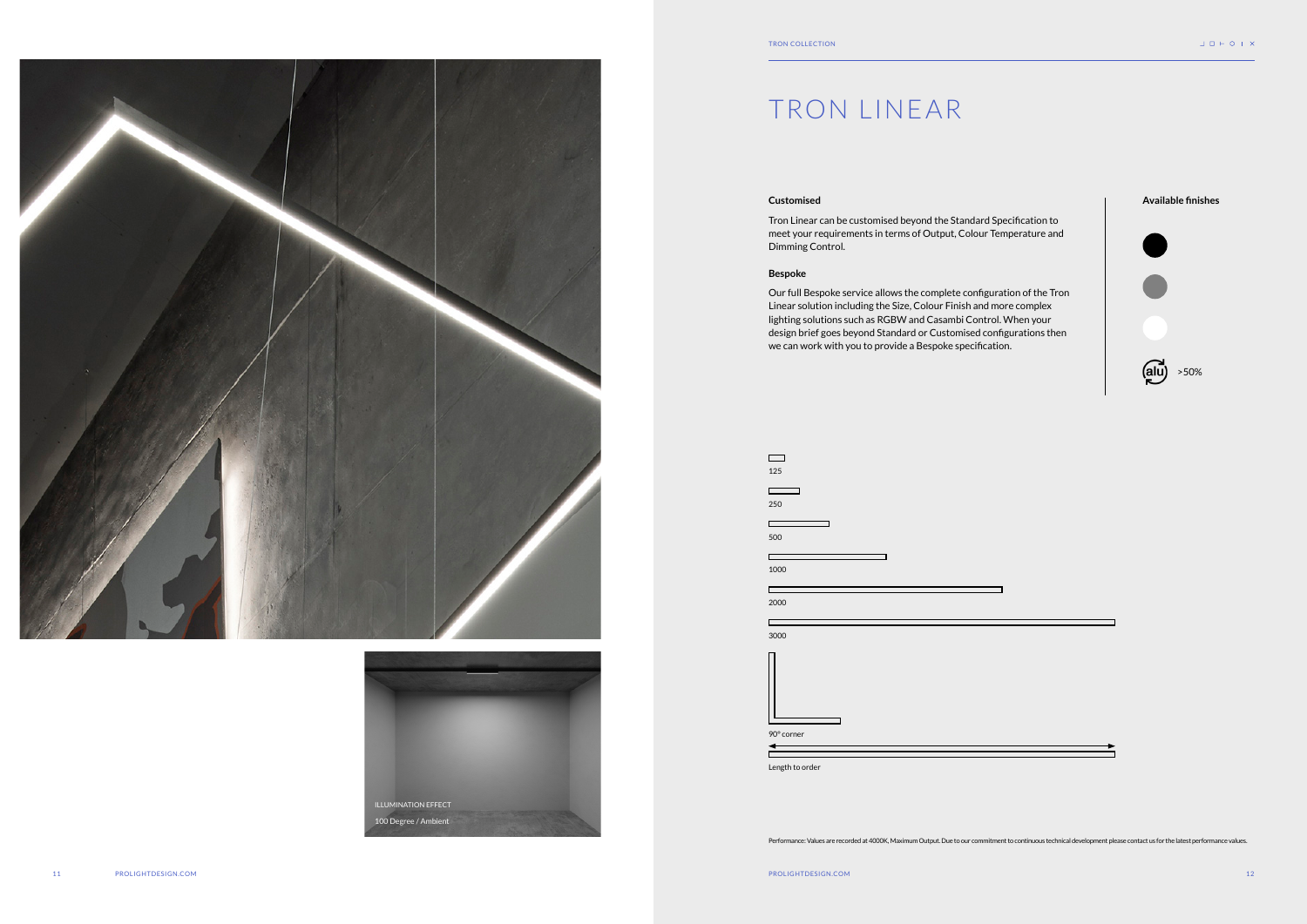# TRON LINEAR

**Customised**

Tron Linear can be customised beyond the Standard Specification to meet your requirements in terms of Output, Colour Temperature and Dimming Control.

**Bespoke**

Our full Bespoke service allows the complete configuration of the Tron Linear solution including the Size, Colour Finish and more complex lighting solutions such as RGBW and Casambi Control. When your design brief goes beyond Standard or Customised configurations then we can work with you to provide a Bespoke specification.

**Available finishes**

>50%

125

250

500

1000

2000

3000

90° corner

Length to order

ILLUMINATION EFFECT

100 Degree / Ambient

Performance: Values are recorded at 4000K, Maximum Output. Due to our commitment to continuous technical development please contact us for the latest performance values.